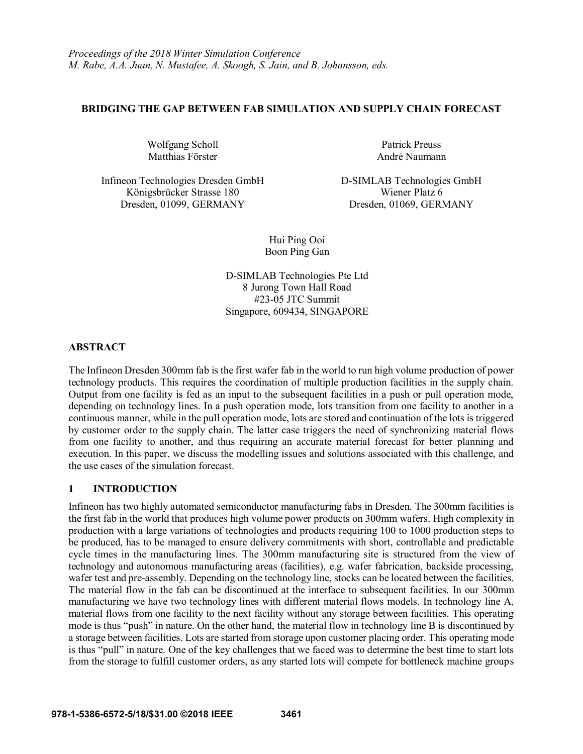*Proceedings of the 2018 Winter Simulation Conference*
*M. Rabe, A.A. Juan, N. Mustafee, A. Skoogh, S. Jain, and B. Johansson, eds.*

# BRIDGING THE GAP BETWEEN FAB SIMULATION AND SUPPLY CHAIN FORECAST

Wolfgang Scholl
Matthias Förster

Infineon Technologies Dresden GmbH
Königsbrücker Strasse 180
Dresden, 01099, GERMANY

Patrick Preuss
André Naumann

D-SIMLAB Technologies GmbH
Wiener Platz 6
Dresden, 01069, GERMANY

Hui Ping Ooi
Boon Ping Gan

D-SIMLAB Technologies Pte Ltd
8 Jurong Town Hall Road
#23-05 JTC Summit
Singapore, 609434, SINGAPORE

## ABSTRACT

The Infineon Dresden 300mm fab is the first wafer fab in the world to run high volume production of power technology products. This requires the coordination of multiple production facilities in the supply chain. Output from one facility is fed as an input to the subsequent facilities in a push or pull operation mode, depending on technology lines. In a push operation mode, lots transition from one facility to another in a continuous manner, while in the pull operation mode, lots are stored and continuation of the lots is triggered by customer order to the supply chain. The latter case triggers the need of synchronizing material flows from one facility to another, and thus requiring an accurate material forecast for better planning and execution. In this paper, we discuss the modelling issues and solutions associated with this challenge, and the use cases of the simulation forecast.

## 1 INTRODUCTION

Infineon has two highly automated semiconductor manufacturing fabs in Dresden. The 300mm facilities is the first fab in the world that produces high volume power products on 300mm wafers. High complexity in production with a large variations of technologies and products requiring 100 to 1000 production steps to be produced, has to be managed to ensure delivery commitments with short, controllable and predictable cycle times in the manufacturing lines. The 300mm manufacturing site is structured from the view of technology and autonomous manufacturing areas (facilities), e.g. wafer fabrication, backside processing, wafer test and pre-assembly. Depending on the technology line, stocks can be located between the facilities. The material flow in the fab can be discontinued at the interface to subsequent facilities. In our 300mm manufacturing we have two technology lines with different material flows models. In technology line A, material flows from one facility to the next facility without any storage between facilities. This operating mode is thus "push" in nature. On the other hand, the material flow in technology line B is discontinued by a storage between facilities. Lots are started from storage upon customer placing order. This operating mode is thus "pull" in nature. One of the key challenges that we faced was to determine the best time to start lots from the storage to fulfill customer orders, as any started lots will compete for bottleneck machine groups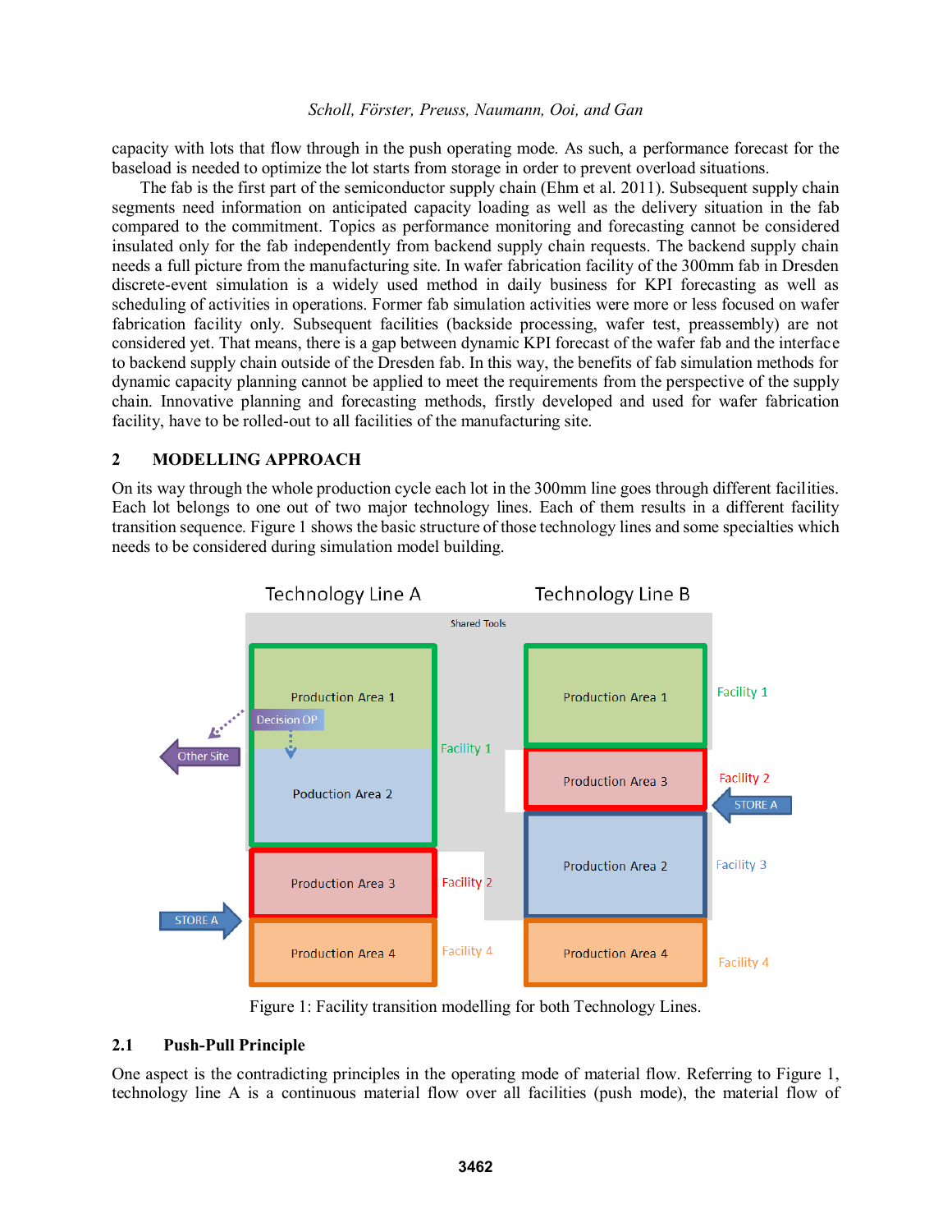capacity with lots that flow through in the push operating mode. As such, a performance forecast for the baseload is needed to optimize the lot starts from storage in order to prevent overload situations.

The fab is the first part of the semiconductor supply chain (Ehm et al. 2011). Subsequent supply chain segments need information on anticipated capacity loading as well as the delivery situation in the fab compared to the commitment. Topics as performance monitoring and forecasting cannot be considered insulated only for the fab independently from backend supply chain requests. The backend supply chain needs a full picture from the manufacturing site. In wafer fabrication facility of the 300mm fab in Dresden discrete-event simulation is a widely used method in daily business for KPI forecasting as well as scheduling of activities in operations. Former fab simulation activities were more or less focused on wafer fabrication facility only. Subsequent facilities (backside processing, wafer test, preassembly) are not considered yet. That means, there is a gap between dynamic KPI forecast of the wafer fab and the interface to backend supply chain outside of the Dresden fab. In this way, the benefits of fab simulation methods for dynamic capacity planning cannot be applied to meet the requirements from the perspective of the supply chain. Innovative planning and forecasting methods, firstly developed and used for wafer fabrication facility, have to be rolled-out to all facilities of the manufacturing site.

## 2 MODELLING APPROACH

On its way through the whole production cycle each lot in the 300mm line goes through different facilities. Each lot belongs to one out of two major technology lines. Each of them results in a different facility transition sequence. Figure 1 shows the basic structure of those technology lines and some specialties which needs to be considered during simulation model building.

Figure 1: Facility transition modelling for both Technology Lines.

### 2.1 Push-Pull Principle

One aspect is the contradicting principles in the operating mode of material flow. Referring to Figure 1, technology line A is a continuous material flow over all facilities (push mode), the material flow of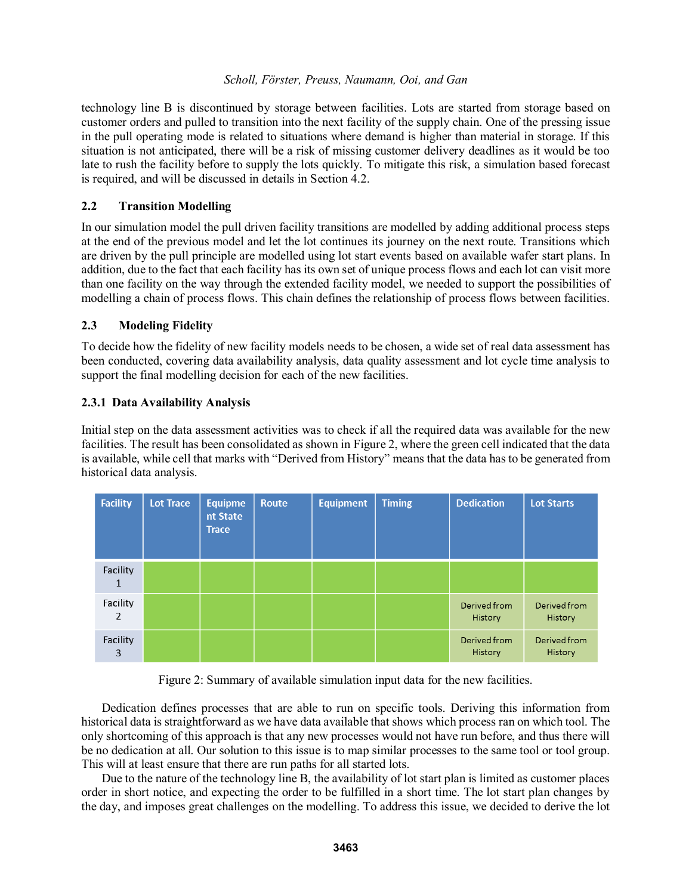technology line B is discontinued by storage between facilities. Lots are started from storage based on customer orders and pulled to transition into the next facility of the supply chain. One of the pressing issue in the pull operating mode is related to situations where demand is higher than material in storage. If this situation is not anticipated, there will be a risk of missing customer delivery deadlines as it would be too late to rush the facility before to supply the lots quickly. To mitigate this risk, a simulation based forecast is required, and will be discussed in details in Section 4.2.

## 2.2 Transition Modelling

In our simulation model the pull driven facility transitions are modelled by adding additional process steps at the end of the previous model and let the lot continues its journey on the next route. Transitions which are driven by the pull principle are modelled using lot start events based on available wafer start plans. In addition, due to the fact that each facility has its own set of unique process flows and each lot can visit more than one facility on the way through the extended facility model, we needed to support the possibilities of modelling a chain of process flows. This chain defines the relationship of process flows between facilities.

## 2.3 Modeling Fidelity

To decide how the fidelity of new facility models needs to be chosen, a wide set of real data assessment has been conducted, covering data availability analysis, data quality assessment and lot cycle time analysis to support the final modelling decision for each of the new facilities.

### 2.3.1 Data Availability Analysis

Initial step on the data assessment activities was to check if all the required data was available for the new facilities. The result has been consolidated as shown in Figure 2, where the green cell indicated that the data is available, while cell that marks with "Derived from History" means that the data has to be generated from historical data analysis.

| Facility | Lot Trace | Equipment State Trace | Route | Equipment | Timing | Dedication | Lot Starts |
|---|---|---|---|---|---|---|---|
| Facility 1 | | | | | | | |
| Facility 2 | | | | | | Derived from History | Derived from History |
| Facility 3 | | | | | | Derived from History | Derived from History |

Figure 2: Summary of available simulation input data for the new facilities.

Dedication defines processes that are able to run on specific tools. Deriving this information from historical data is straightforward as we have data available that shows which process ran on which tool. The only shortcoming of this approach is that any new processes would not have run before, and thus there will be no dedication at all. Our solution to this issue is to map similar processes to the same tool or tool group. This will at least ensure that there are run paths for all started lots.

Due to the nature of the technology line B, the availability of lot start plan is limited as customer places order in short notice, and expecting the order to be fulfilled in a short time. The lot start plan changes by the day, and imposes great challenges on the modelling. To address this issue, we decided to derive the lot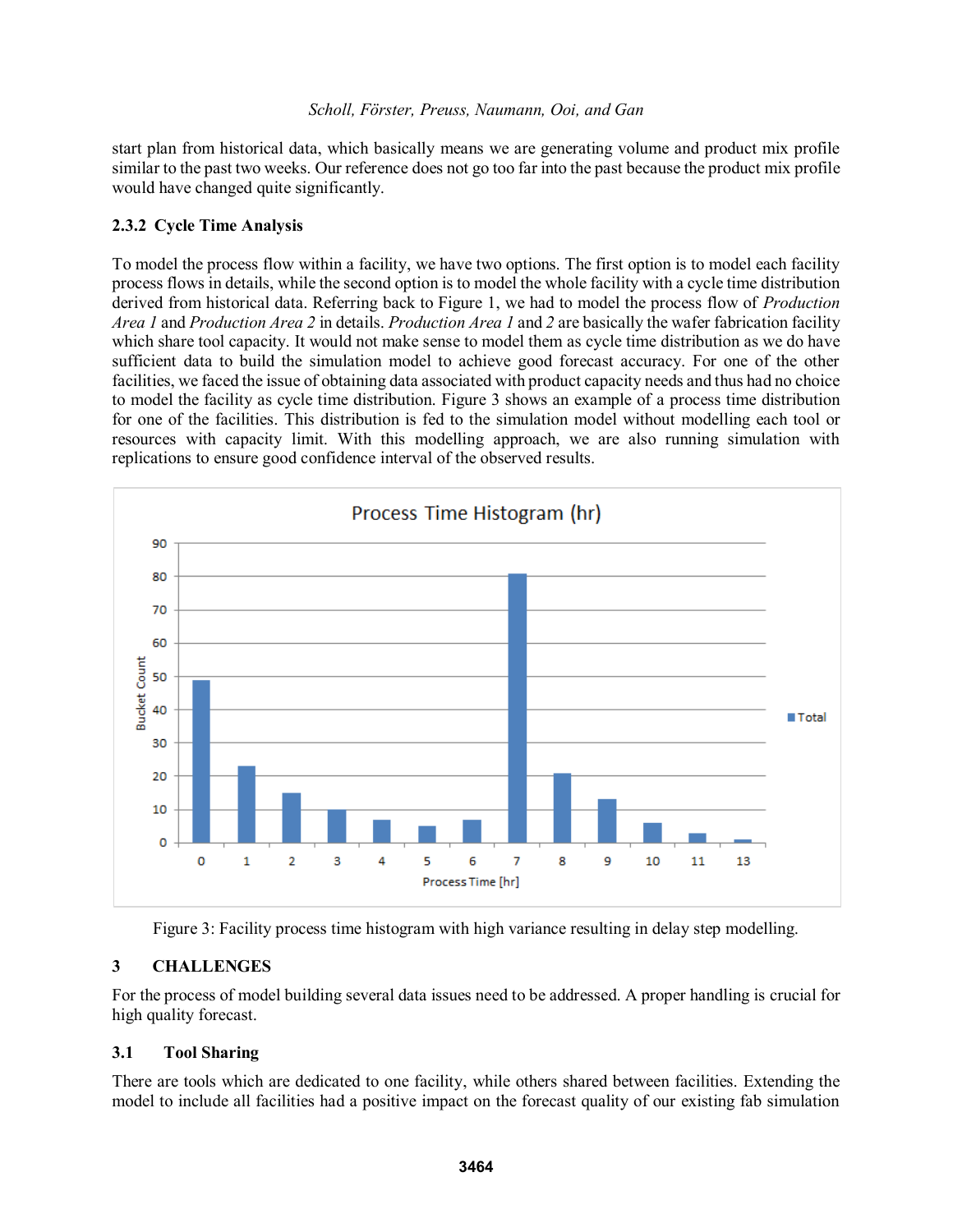start plan from historical data, which basically means we are generating volume and product mix profile similar to the past two weeks. Our reference does not go too far into the past because the product mix profile would have changed quite significantly.

### 2.3.2 Cycle Time Analysis

To model the process flow within a facility, we have two options. The first option is to model each facility process flows in details, while the second option is to model the whole facility with a cycle time distribution derived from historical data. Referring back to Figure 1, we had to model the process flow of *Production Area 1* and *Production Area 2* in details. *Production Area 1* and *2* are basically the wafer fabrication facility which share tool capacity. It would not make sense to model them as cycle time distribution as we do have sufficient data to build the simulation model to achieve good forecast accuracy. For one of the other facilities, we faced the issue of obtaining data associated with product capacity needs and thus had no choice to model the facility as cycle time distribution. Figure 3 shows an example of a process time distribution for one of the facilities. This distribution is fed to the simulation model without modelling each tool or resources with capacity limit. With this modelling approach, we are also running simulation with replications to ensure good confidence interval of the observed results.

Figure 3: Facility process time histogram with high variance resulting in delay step modelling.

## 3 CHALLENGES

For the process of model building several data issues need to be addressed. A proper handling is crucial for high quality forecast.

### 3.1 Tool Sharing

There are tools which are dedicated to one facility, while others shared between facilities. Extending the model to include all facilities had a positive impact on the forecast quality of our existing fab simulation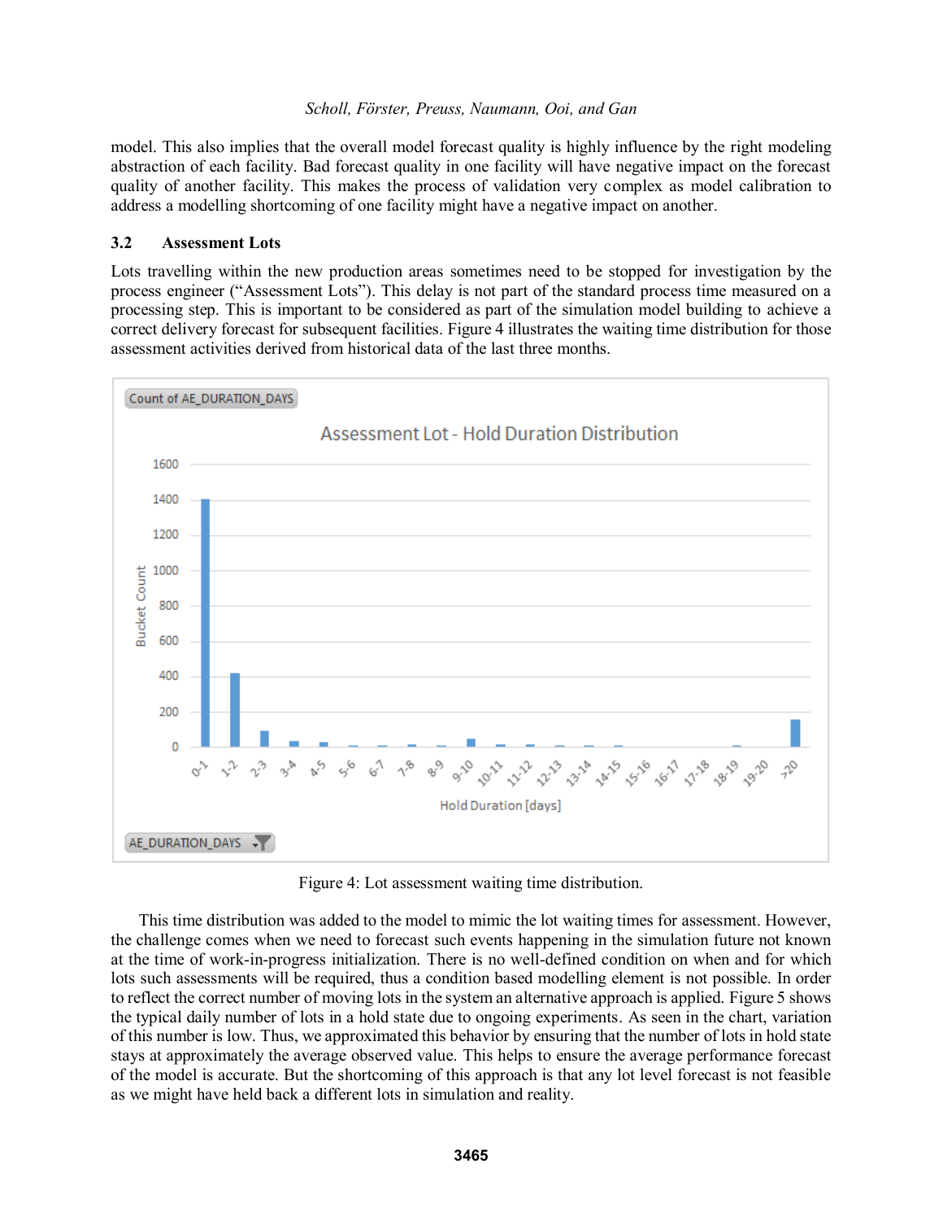model. This also implies that the overall model forecast quality is highly influence by the right modeling abstraction of each facility. Bad forecast quality in one facility will have negative impact on the forecast quality of another facility. This makes the process of validation very complex as model calibration to address a modelling shortcoming of one facility might have a negative impact on another.

## 3.2 Assessment Lots

Lots travelling within the new production areas sometimes need to be stopped for investigation by the process engineer ("Assessment Lots"). This delay is not part of the standard process time measured on a processing step. This is important to be considered as part of the simulation model building to achieve a correct delivery forecast for subsequent facilities. Figure 4 illustrates the waiting time distribution for those assessment activities derived from historical data of the last three months.

Figure 4: Lot assessment waiting time distribution.

This time distribution was added to the model to mimic the lot waiting times for assessment. However, the challenge comes when we need to forecast such events happening in the simulation future not known at the time of work-in-progress initialization. There is no well-defined condition on when and for which lots such assessments will be required, thus a condition based modelling element is not possible. In order to reflect the correct number of moving lots in the system an alternative approach is applied. Figure 5 shows the typical daily number of lots in a hold state due to ongoing experiments. As seen in the chart, variation of this number is low. Thus, we approximated this behavior by ensuring that the number of lots in hold state stays at approximately the average observed value. This helps to ensure the average performance forecast of the model is accurate. But the shortcoming of this approach is that any lot level forecast is not feasible as we might have held back a different lots in simulation and reality.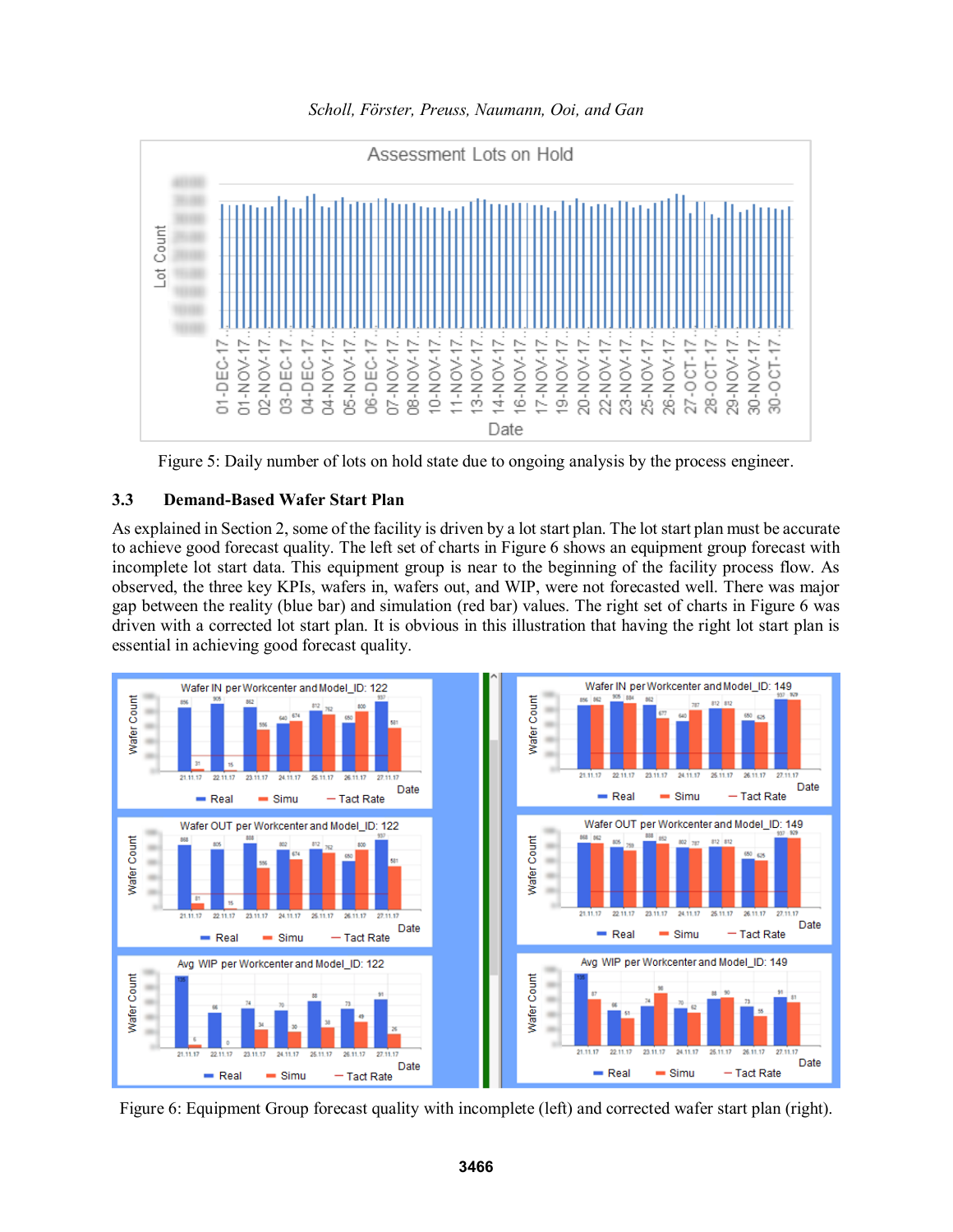Figure 5: Daily number of lots on hold state due to ongoing analysis by the process engineer.

## 3.3 Demand-Based Wafer Start Plan

As explained in Section 2, some of the facility is driven by a lot start plan. The lot start plan must be accurate to achieve good forecast quality. The left set of charts in Figure 6 shows an equipment group forecast with incomplete lot start data. This equipment group is near to the beginning of the facility process flow. As observed, the three key KPIs, wafers in, wafers out, and WIP, were not forecasted well. There was major gap between the reality (blue bar) and simulation (red bar) values. The right set of charts in Figure 6 was driven with a corrected lot start plan. It is obvious in this illustration that having the right lot start plan is essential in achieving good forecast quality.

Figure 6: Equipment Group forecast quality with incomplete (left) and corrected wafer start plan (right).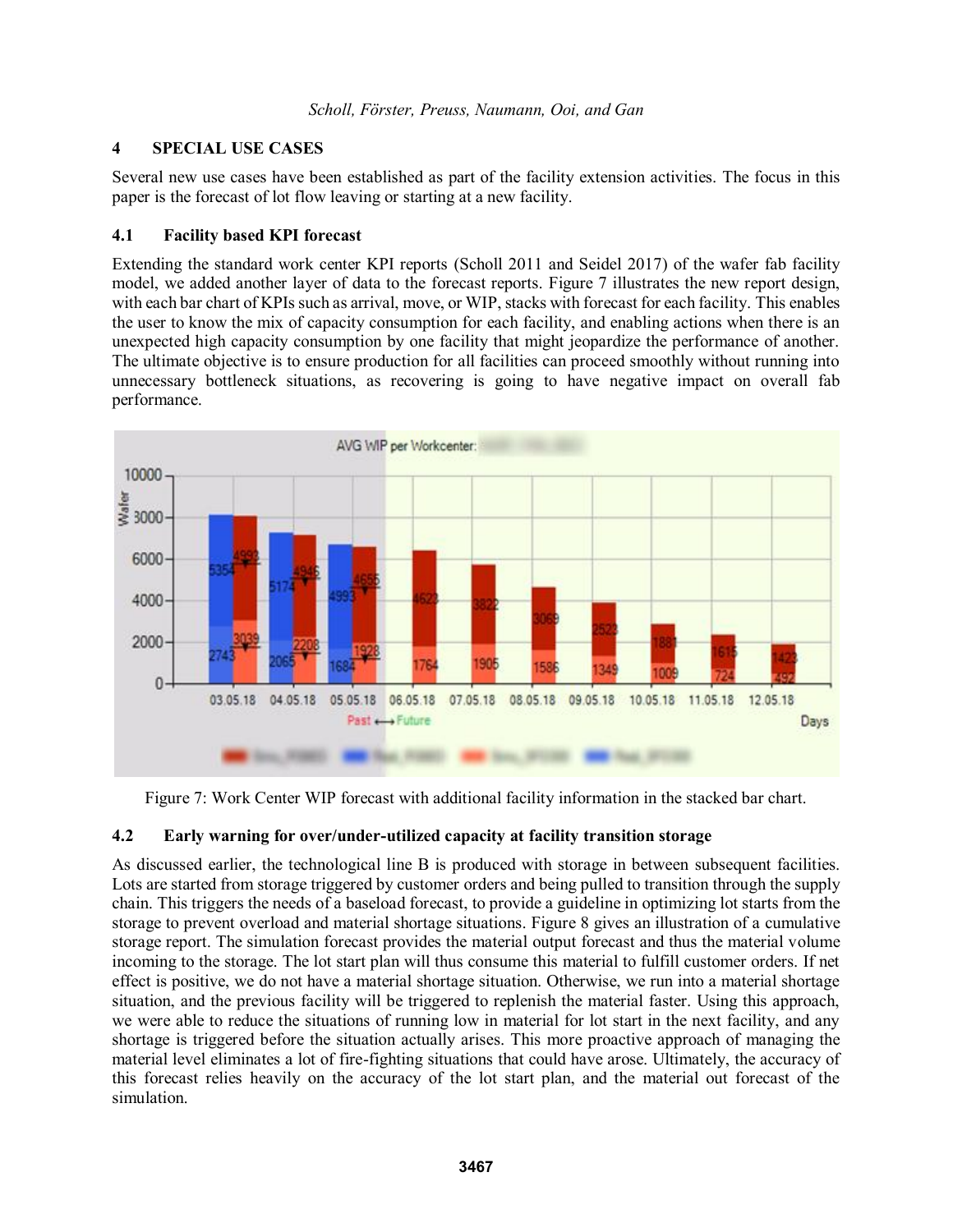## 4 SPECIAL USE CASES

Several new use cases have been established as part of the facility extension activities. The focus in this paper is the forecast of lot flow leaving or starting at a new facility.

### 4.1 Facility based KPI forecast

Extending the standard work center KPI reports (Scholl 2011 and Seidel 2017) of the wafer fab facility model, we added another layer of data to the forecast reports. Figure 7 illustrates the new report design, with each bar chart of KPIs such as arrival, move, or WIP, stacks with forecast for each facility. This enables the user to know the mix of capacity consumption for each facility, and enabling actions when there is an unexpected high capacity consumption by one facility that might jeopardize the performance of another. The ultimate objective is to ensure production for all facilities can proceed smoothly without running into unnecessary bottleneck situations, as recovering is going to have negative impact on overall fab performance.

Figure 7: Work Center WIP forecast with additional facility information in the stacked bar chart.

### 4.2 Early warning for over/under-utilized capacity at facility transition storage

As discussed earlier, the technological line B is produced with storage in between subsequent facilities. Lots are started from storage triggered by customer orders and being pulled to transition through the supply chain. This triggers the needs of a baseload forecast, to provide a guideline in optimizing lot starts from the storage to prevent overload and material shortage situations. Figure 8 gives an illustration of a cumulative storage report. The simulation forecast provides the material output forecast and thus the material volume incoming to the storage. The lot start plan will thus consume this material to fulfill customer orders. If net effect is positive, we do not have a material shortage situation. Otherwise, we run into a material shortage situation, and the previous facility will be triggered to replenish the material faster. Using this approach, we were able to reduce the situations of running low in material for lot start in the next facility, and any shortage is triggered before the situation actually arises. This more proactive approach of managing the material level eliminates a lot of fire-fighting situations that could have arose. Ultimately, the accuracy of this forecast relies heavily on the accuracy of the lot start plan, and the material out forecast of the simulation.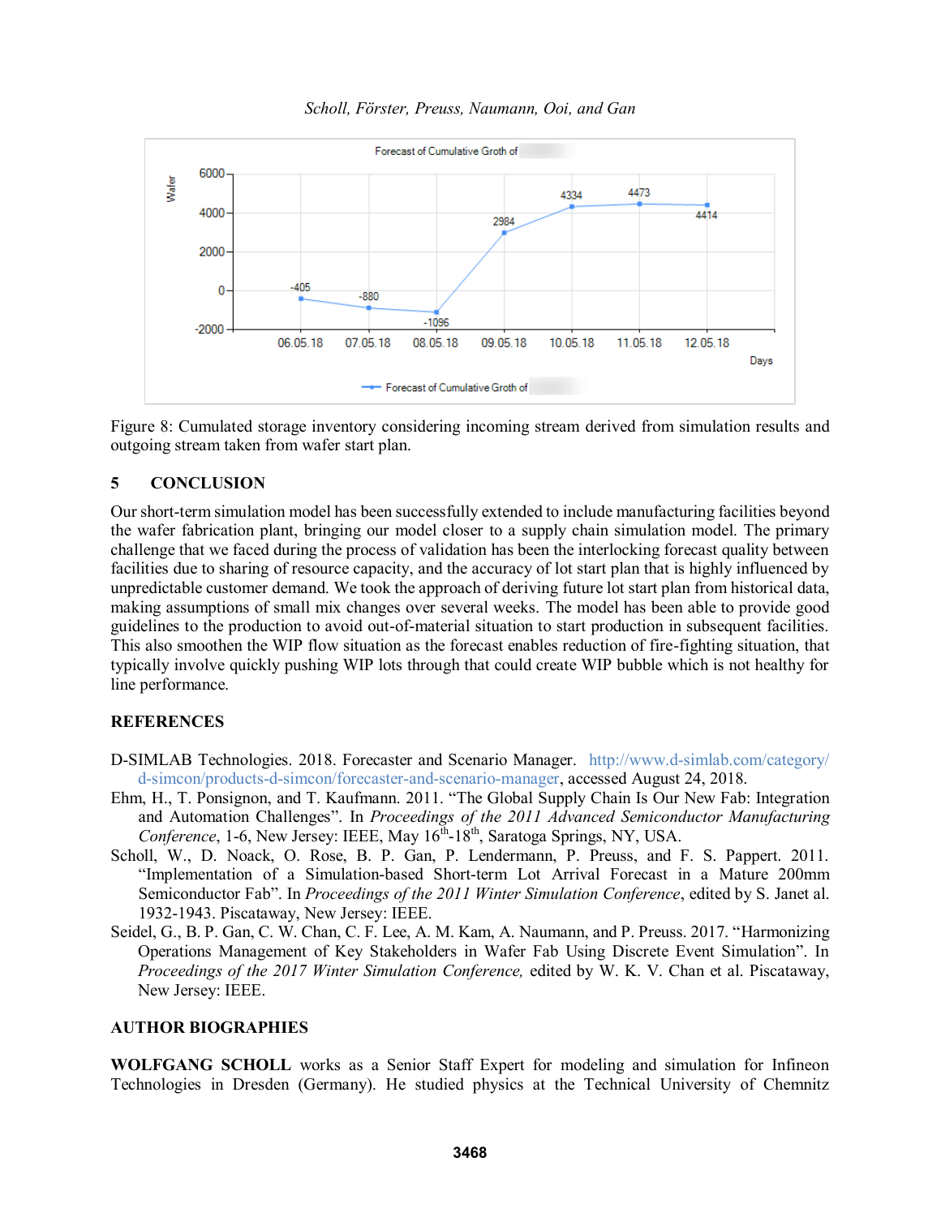Figure 8: Cumulated storage inventory considering incoming stream derived from simulation results and outgoing stream taken from wafer start plan.

## 5 CONCLUSION

Our short-term simulation model has been successfully extended to include manufacturing facilities beyond the wafer fabrication plant, bringing our model closer to a supply chain simulation model. The primary challenge that we faced during the process of validation has been the interlocking forecast quality between facilities due to sharing of resource capacity, and the accuracy of lot start plan that is highly influenced by unpredictable customer demand. We took the approach of deriving future lot start plan from historical data, making assumptions of small mix changes over several weeks. The model has been able to provide good guidelines to the production to avoid out-of-material situation to start production in subsequent facilities. This also smoothen the WIP flow situation as the forecast enables reduction of fire-fighting situation, that typically involve quickly pushing WIP lots through that could create WIP bubble which is not healthy for line performance.

## REFERENCES

D-SIMLAB Technologies. 2018. Forecaster and Scenario Manager. http://www.d-simlab.com/category/d-simcon/products-d-simcon/forecaster-and-scenario-manager, accessed August 24, 2018.

Ehm, H., T. Ponsignon, and T. Kaufmann. 2011. "The Global Supply Chain Is Our New Fab: Integration and Automation Challenges". In *Proceedings of the 2011 Advanced Semiconductor Manufacturing Conference*, 1-6, New Jersey: IEEE, May 16th-18th, Saratoga Springs, NY, USA.

Scholl, W., D. Noack, O. Rose, B. P. Gan, P. Lendermann, P. Preuss, and F. S. Pappert. 2011. "Implementation of a Simulation-based Short-term Lot Arrival Forecast in a Mature 200mm Semiconductor Fab". In *Proceedings of the 2011 Winter Simulation Conference*, edited by S. Janet al. 1932-1943. Piscataway, New Jersey: IEEE.

Seidel, G., B. P. Gan, C. W. Chan, C. F. Lee, A. M. Kam, A. Naumann, and P. Preuss. 2017. "Harmonizing Operations Management of Key Stakeholders in Wafer Fab Using Discrete Event Simulation". In *Proceedings of the 2017 Winter Simulation Conference,* edited by W. K. V. Chan et al. Piscataway, New Jersey: IEEE.

## AUTHOR BIOGRAPHIES

**WOLFGANG SCHOLL** works as a Senior Staff Expert for modeling and simulation for Infineon Technologies in Dresden (Germany). He studied physics at the Technical University of Chemnitz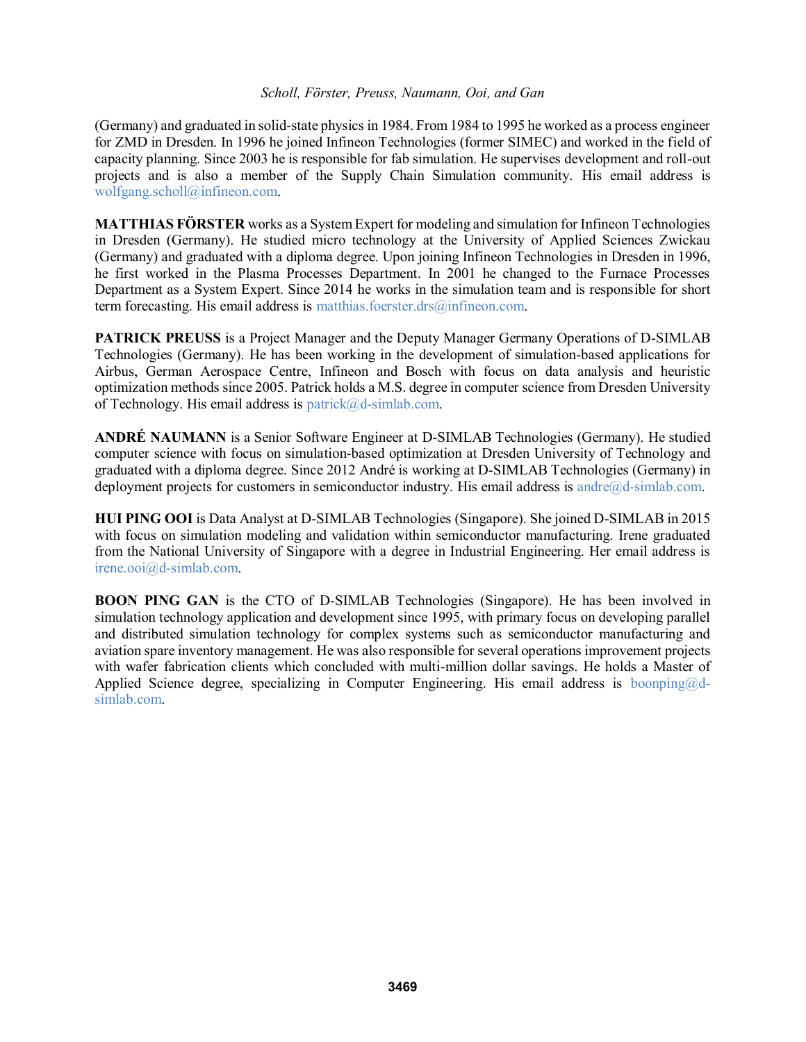(Germany) and graduated in solid-state physics in 1984. From 1984 to 1995 he worked as a process engineer for ZMD in Dresden. In 1996 he joined Infineon Technologies (former SIMEC) and worked in the field of capacity planning. Since 2003 he is responsible for fab simulation. He supervises development and roll-out projects and is also a member of the Supply Chain Simulation community. His email address is wolfgang.scholl@infineon.com.

**MATTHIAS FÖRSTER** works as a System Expert for modeling and simulation for Infineon Technologies in Dresden (Germany). He studied micro technology at the University of Applied Sciences Zwickau (Germany) and graduated with a diploma degree. Upon joining Infineon Technologies in Dresden in 1996, he first worked in the Plasma Processes Department. In 2001 he changed to the Furnace Processes Department as a System Expert. Since 2014 he works in the simulation team and is responsible for short term forecasting. His email address is matthias.foerster.drs@infineon.com.

**PATRICK PREUSS** is a Project Manager and the Deputy Manager Germany Operations of D-SIMLAB Technologies (Germany). He has been working in the development of simulation-based applications for Airbus, German Aerospace Centre, Infineon and Bosch with focus on data analysis and heuristic optimization methods since 2005. Patrick holds a M.S. degree in computer science from Dresden University of Technology. His email address is patrick@d-simlab.com.

**ANDRÉ NAUMANN** is a Senior Software Engineer at D-SIMLAB Technologies (Germany). He studied computer science with focus on simulation-based optimization at Dresden University of Technology and graduated with a diploma degree. Since 2012 André is working at D-SIMLAB Technologies (Germany) in deployment projects for customers in semiconductor industry. His email address is andre@d-simlab.com.

**HUI PING OOI** is Data Analyst at D-SIMLAB Technologies (Singapore). She joined D-SIMLAB in 2015 with focus on simulation modeling and validation within semiconductor manufacturing. Irene graduated from the National University of Singapore with a degree in Industrial Engineering. Her email address is irene.ooi@d-simlab.com.

**BOON PING GAN** is the CTO of D-SIMLAB Technologies (Singapore). He has been involved in simulation technology application and development since 1995, with primary focus on developing parallel and distributed simulation technology for complex systems such as semiconductor manufacturing and aviation spare inventory management. He was also responsible for several operations improvement projects with wafer fabrication clients which concluded with multi-million dollar savings. He holds a Master of Applied Science degree, specializing in Computer Engineering. His email address is boonping@d-simlab.com.